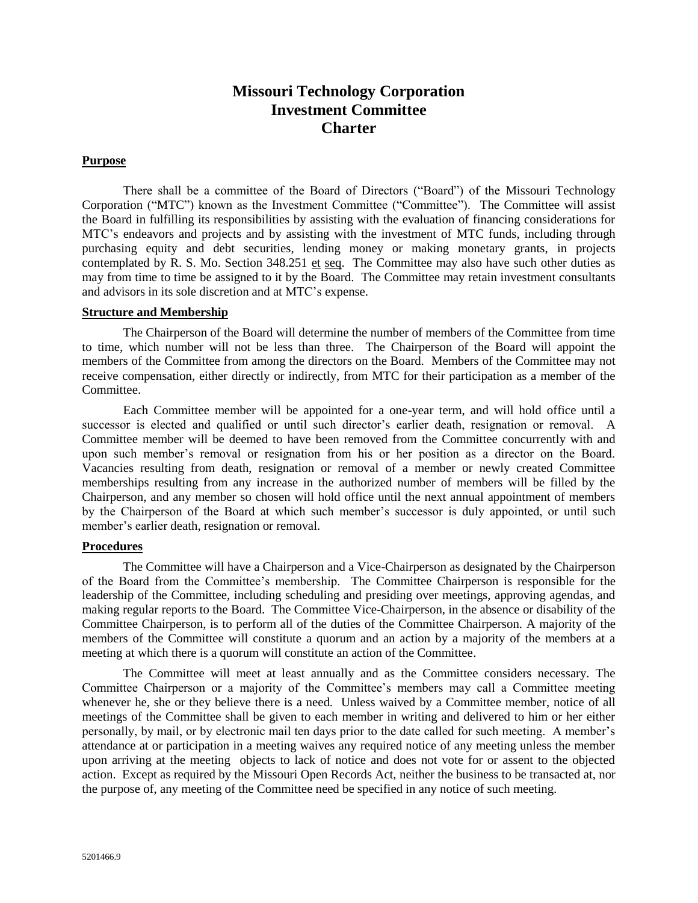# Missouri Technology Corporation
# Investment Committee
# Charter

## Purpose

There shall be a committee of the Board of Directors ("Board") of the Missouri Technology Corporation ("MTC") known as the Investment Committee ("Committee"). The Committee will assist the Board in fulfilling its responsibilities by assisting with the evaluation of financing considerations for MTC's endeavors and projects and by assisting with the investment of MTC funds, including through purchasing equity and debt securities, lending money or making monetary grants, in projects contemplated by R. S. Mo. Section 348.251 et seq. The Committee may also have such other duties as may from time to time be assigned to it by the Board. The Committee may retain investment consultants and advisors in its sole discretion and at MTC's expense.

## Structure and Membership

The Chairperson of the Board will determine the number of members of the Committee from time to time, which number will not be less than three. The Chairperson of the Board will appoint the members of the Committee from among the directors on the Board. Members of the Committee may not receive compensation, either directly or indirectly, from MTC for their participation as a member of the Committee.

Each Committee member will be appointed for a one-year term, and will hold office until a successor is elected and qualified or until such director's earlier death, resignation or removal. A Committee member will be deemed to have been removed from the Committee concurrently with and upon such member's removal or resignation from his or her position as a director on the Board. Vacancies resulting from death, resignation or removal of a member or newly created Committee memberships resulting from any increase in the authorized number of members will be filled by the Chairperson, and any member so chosen will hold office until the next annual appointment of members by the Chairperson of the Board at which such member's successor is duly appointed, or until such member's earlier death, resignation or removal.

## Procedures

The Committee will have a Chairperson and a Vice-Chairperson as designated by the Chairperson of the Board from the Committee's membership. The Committee Chairperson is responsible for the leadership of the Committee, including scheduling and presiding over meetings, approving agendas, and making regular reports to the Board. The Committee Vice-Chairperson, in the absence or disability of the Committee Chairperson, is to perform all of the duties of the Committee Chairperson. A majority of the members of the Committee will constitute a quorum and an action by a majority of the members at a meeting at which there is a quorum will constitute an action of the Committee.

The Committee will meet at least annually and as the Committee considers necessary. The Committee Chairperson or a majority of the Committee's members may call a Committee meeting whenever he, she or they believe there is a need. Unless waived by a Committee member, notice of all meetings of the Committee shall be given to each member in writing and delivered to him or her either personally, by mail, or by electronic mail ten days prior to the date called for such meeting. A member's attendance at or participation in a meeting waives any required notice of any meeting unless the member upon arriving at the meeting objects to lack of notice and does not vote for or assent to the objected action. Except as required by the Missouri Open Records Act, neither the business to be transacted at, nor the purpose of, any meeting of the Committee need be specified in any notice of such meeting.

5201466.9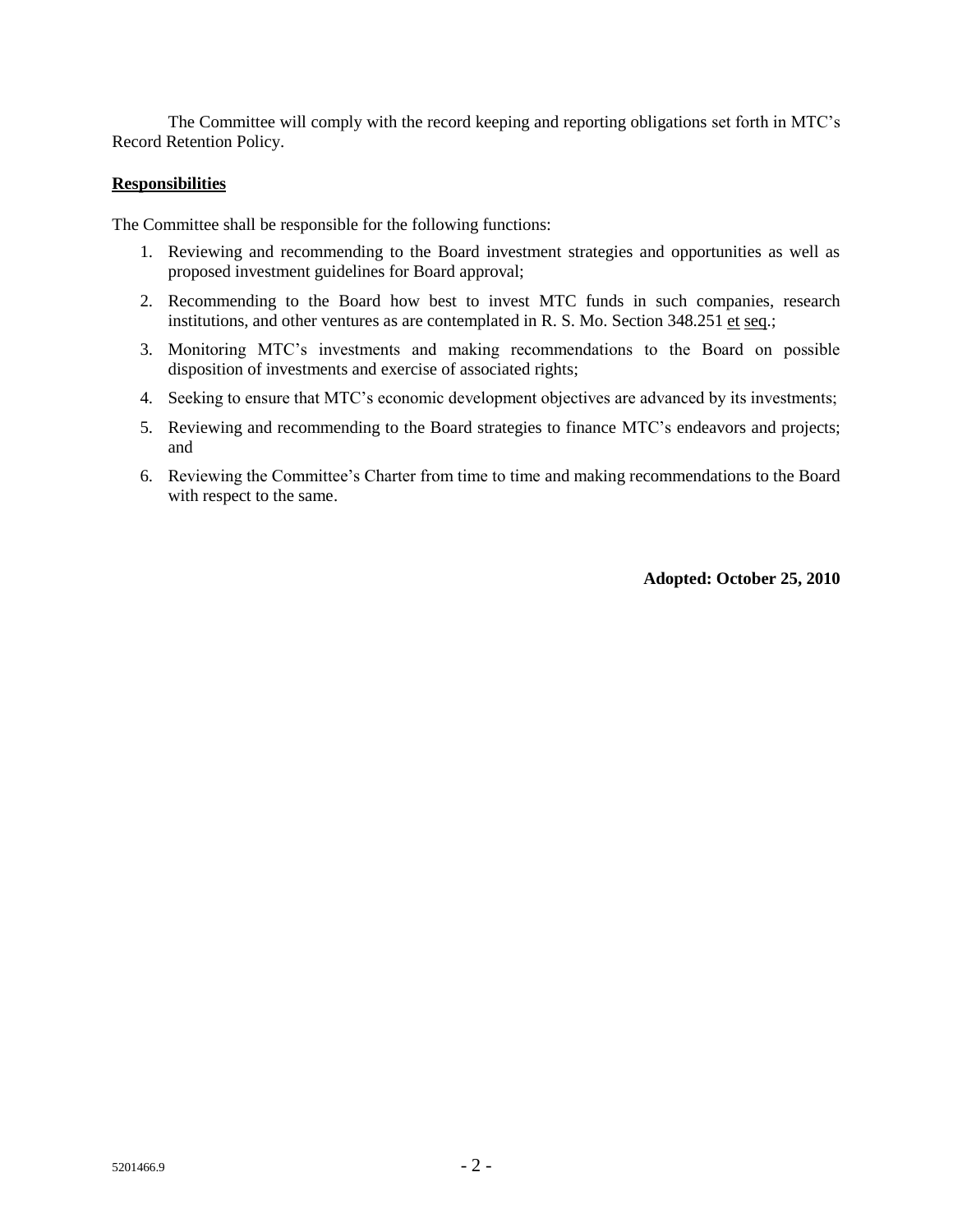The Committee will comply with the record keeping and reporting obligations set forth in MTC's Record Retention Policy.

**Responsibilities**

The Committee shall be responsible for the following functions:

1. Reviewing and recommending to the Board investment strategies and opportunities as well as proposed investment guidelines for Board approval;
2. Recommending to the Board how best to invest MTC funds in such companies, research institutions, and other ventures as are contemplated in R. S. Mo. Section 348.251 et seq.;
3. Monitoring MTC's investments and making recommendations to the Board on possible disposition of investments and exercise of associated rights;
4. Seeking to ensure that MTC's economic development objectives are advanced by its investments;
5. Reviewing and recommending to the Board strategies to finance MTC's endeavors and projects; and
6. Reviewing the Committee's Charter from time to time and making recommendations to the Board with respect to the same.

**Adopted: October 25, 2010**

5201466.9